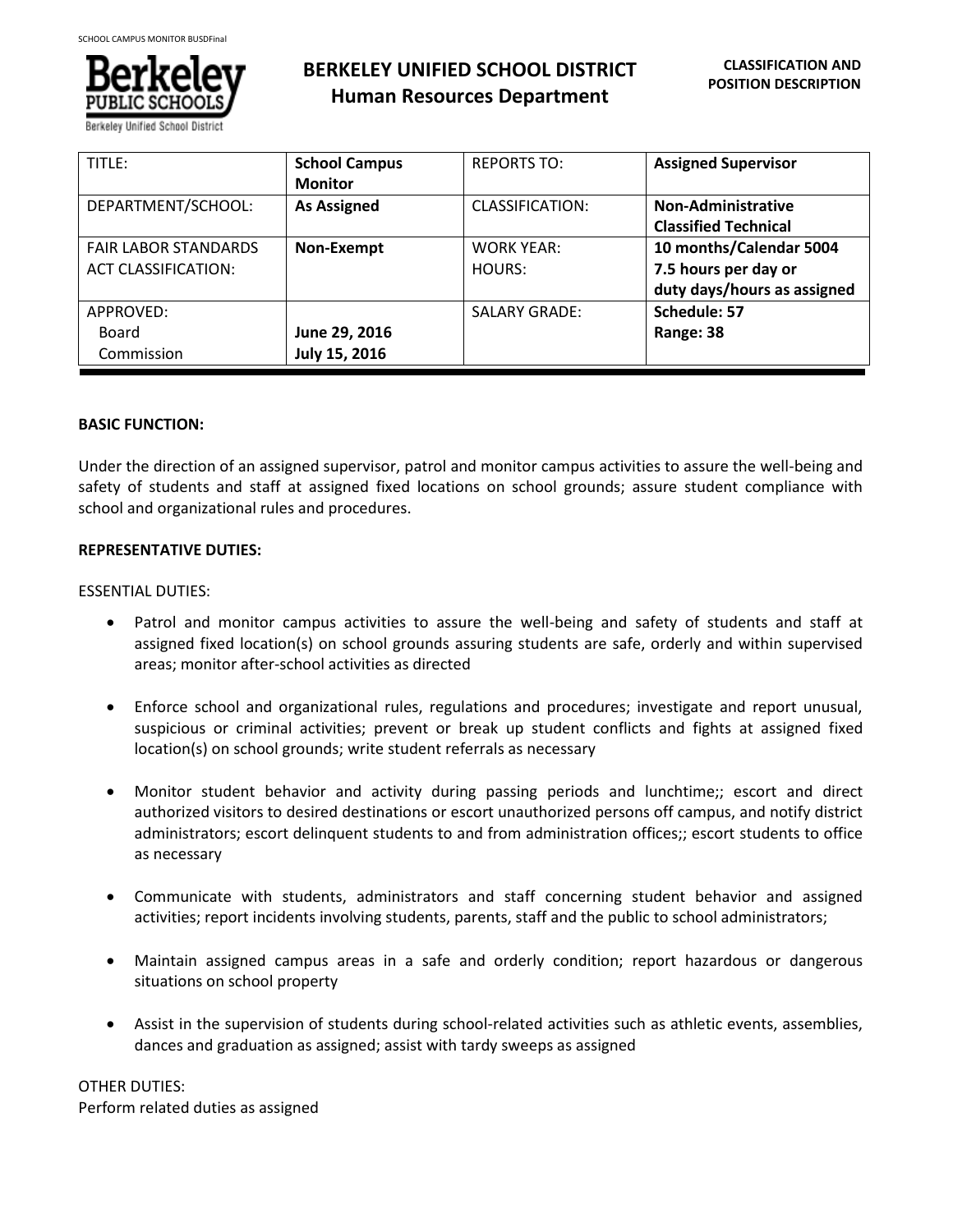# BERKELEY UNIFIED SCHOOL DISTRICT
## Human Resources Department

**CLASSIFICATION AND POSITION DESCRIPTION**

| TITLE: | **School Campus Monitor** | REPORTS TO: | **Assigned Supervisor** |
|---|---|---|---|
| DEPARTMENT/SCHOOL: | **As Assigned** | CLASSIFICATION: | **Non-Administrative Classified Technical** |
| FAIR LABOR STANDARDS ACT CLASSIFICATION: | **Non-Exempt** | WORK YEAR: HOURS: | **10 months/Calendar 5004 7.5 hours per day or duty days/hours as assigned** |
| APPROVED: Board Commission | **June 29, 2016 July 15, 2016** | SALARY GRADE: | **Schedule: 57 Range: 38** |

**BASIC FUNCTION:**

Under the direction of an assigned supervisor, patrol and monitor campus activities to assure the well-being and safety of students and staff at assigned fixed locations on school grounds; assure student compliance with school and organizational rules and procedures.

**REPRESENTATIVE DUTIES:**

ESSENTIAL DUTIES:

- Patrol and monitor campus activities to assure the well-being and safety of students and staff at assigned fixed location(s) on school grounds assuring students are safe, orderly and within supervised areas; monitor after-school activities as directed

- Enforce school and organizational rules, regulations and procedures; investigate and report unusual, suspicious or criminal activities; prevent or break up student conflicts and fights at assigned fixed location(s) on school grounds; write student referrals as necessary

- Monitor student behavior and activity during passing periods and lunchtime;; escort and direct authorized visitors to desired destinations or escort unauthorized persons off campus, and notify district administrators; escort delinquent students to and from administration offices;; escort students to office as necessary

- Communicate with students, administrators and staff concerning student behavior and assigned activities; report incidents involving students, parents, staff and the public to school administrators;

- Maintain assigned campus areas in a safe and orderly condition; report hazardous or dangerous situations on school property

- Assist in the supervision of students during school-related activities such as athletic events, assemblies, dances and graduation as assigned; assist with tardy sweeps as assigned

OTHER DUTIES:
Perform related duties as assigned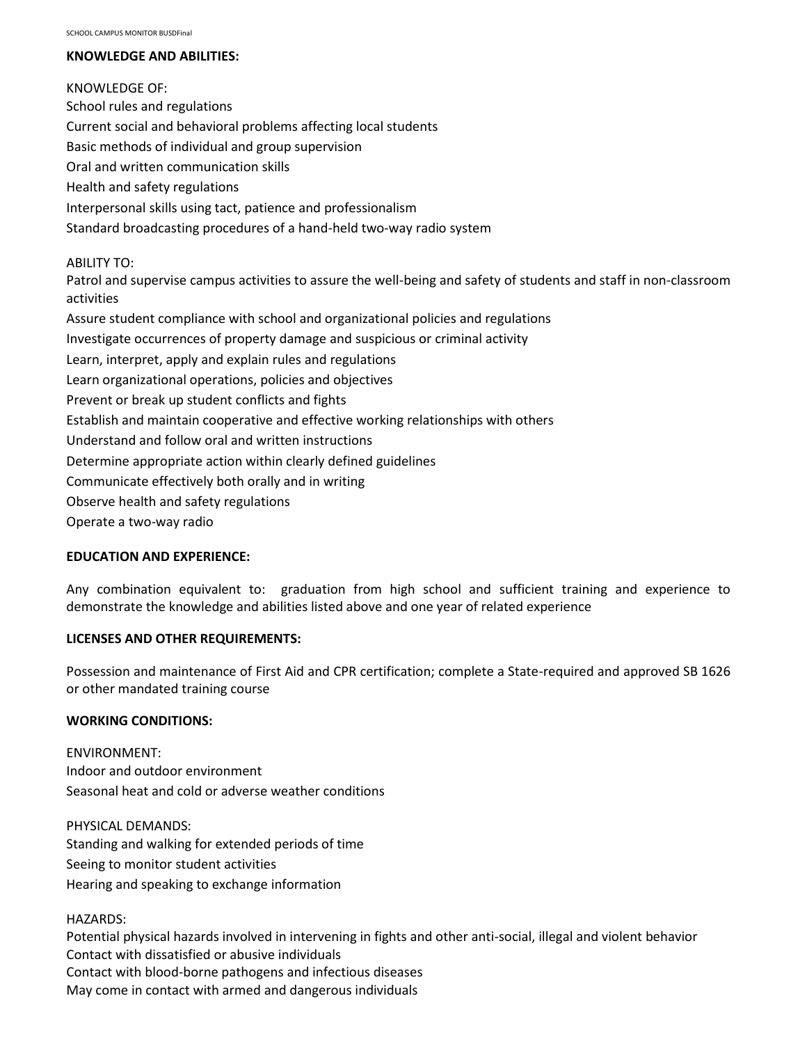**KNOWLEDGE AND ABILITIES:**

KNOWLEDGE OF:
School rules and regulations
Current social and behavioral problems affecting local students
Basic methods of individual and group supervision
Oral and written communication skills
Health and safety regulations
Interpersonal skills using tact, patience and professionalism
Standard broadcasting procedures of a hand-held two-way radio system

ABILITY TO:
Patrol and supervise campus activities to assure the well-being and safety of students and staff in non-classroom activities
Assure student compliance with school and organizational policies and regulations
Investigate occurrences of property damage and suspicious or criminal activity
Learn, interpret, apply and explain rules and regulations
Learn organizational operations, policies and objectives
Prevent or break up student conflicts and fights
Establish and maintain cooperative and effective working relationships with others
Understand and follow oral and written instructions
Determine appropriate action within clearly defined guidelines
Communicate effectively both orally and in writing
Observe health and safety regulations
Operate a two-way radio

**EDUCATION AND EXPERIENCE:**

Any combination equivalent to: graduation from high school and sufficient training and experience to demonstrate the knowledge and abilities listed above and one year of related experience

**LICENSES AND OTHER REQUIREMENTS:**

Possession and maintenance of First Aid and CPR certification; complete a State-required and approved SB 1626 or other mandated training course

**WORKING CONDITIONS:**

ENVIRONMENT:
Indoor and outdoor environment
Seasonal heat and cold or adverse weather conditions

PHYSICAL DEMANDS:
Standing and walking for extended periods of time
Seeing to monitor student activities
Hearing and speaking to exchange information

HAZARDS:
Potential physical hazards involved in intervening in fights and other anti-social, illegal and violent behavior
Contact with dissatisfied or abusive individuals
Contact with blood-borne pathogens and infectious diseases
May come in contact with armed and dangerous individuals